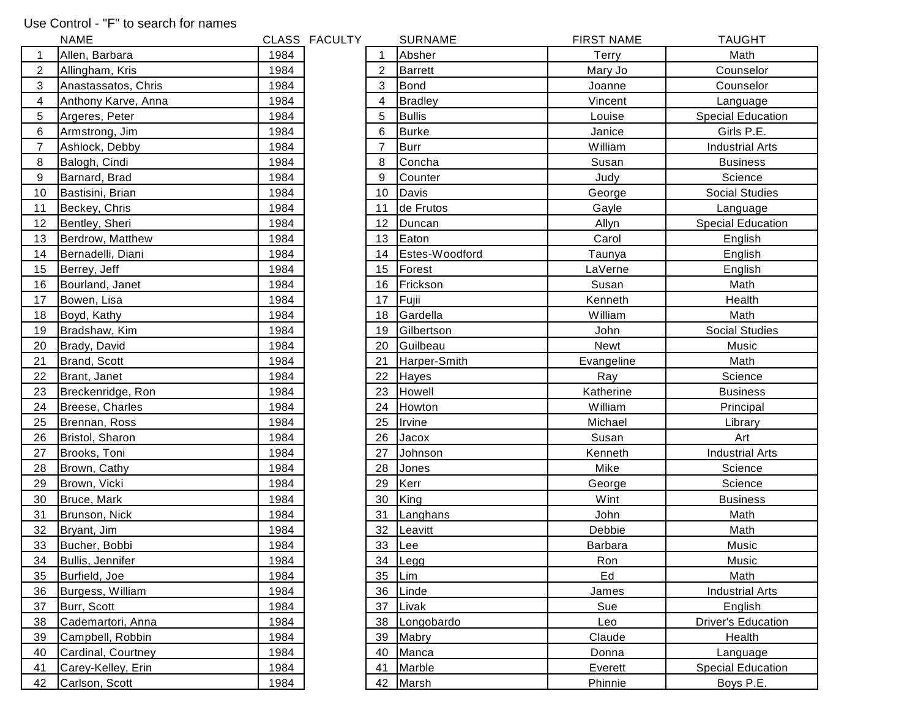Use Control - "F" to search for names

| | NAME | CLASS |
|---|---|---|
| 1 | Allen, Barbara | 1984 |
| 2 | Allingham, Kris | 1984 |
| 3 | Anastassatos, Chris | 1984 |
| 4 | Anthony Karve, Anna | 1984 |
| 5 | Argeres, Peter | 1984 |
| 6 | Armstrong, Jim | 1984 |
| 7 | Ashlock, Debby | 1984 |
| 8 | Balogh, Cindi | 1984 |
| 9 | Barnard, Brad | 1984 |
| 10 | Bastisini, Brian | 1984 |
| 11 | Beckey, Chris | 1984 |
| 12 | Bentley, Sheri | 1984 |
| 13 | Berdrow, Matthew | 1984 |
| 14 | Bernadelli, Diani | 1984 |
| 15 | Berrey, Jeff | 1984 |
| 16 | Bourland, Janet | 1984 |
| 17 | Bowen, Lisa | 1984 |
| 18 | Boyd, Kathy | 1984 |
| 19 | Bradshaw, Kim | 1984 |
| 20 | Brady, David | 1984 |
| 21 | Brand, Scott | 1984 |
| 22 | Brant, Janet | 1984 |
| 23 | Breckenridge, Ron | 1984 |
| 24 | Breese, Charles | 1984 |
| 25 | Brennan, Ross | 1984 |
| 26 | Bristol, Sharon | 1984 |
| 27 | Brooks, Toni | 1984 |
| 28 | Brown, Cathy | 1984 |
| 29 | Brown, Vicki | 1984 |
| 30 | Bruce, Mark | 1984 |
| 31 | Brunson, Nick | 1984 |
| 32 | Bryant, Jim | 1984 |
| 33 | Bucher, Bobbi | 1984 |
| 34 | Bullis, Jennifer | 1984 |
| 35 | Burfield, Joe | 1984 |
| 36 | Burgess, William | 1984 |
| 37 | Burr, Scott | 1984 |
| 38 | Cademartori, Anna | 1984 |
| 39 | Campbell, Robbin | 1984 |
| 40 | Cardinal, Courtney | 1984 |
| 41 | Carey-Kelley, Erin | 1984 |
| 42 | Carlson, Scott | 1984 |

FACULTY

| | SURNAME | FIRST NAME | TAUGHT |
|---|---|---|---|
| 1 | Absher | Terry | Math |
| 2 | Barrett | Mary Jo | Counselor |
| 3 | Bond | Joanne | Counselor |
| 4 | Bradley | Vincent | Language |
| 5 | Bullis | Louise | Special Education |
| 6 | Burke | Janice | Girls P.E. |
| 7 | Burr | William | Industrial Arts |
| 8 | Concha | Susan | Business |
| 9 | Counter | Judy | Science |
| 10 | Davis | George | Social Studies |
| 11 | de Frutos | Gayle | Language |
| 12 | Duncan | Allyn | Special Education |
| 13 | Eaton | Carol | English |
| 14 | Estes-Woodford | Taunya | English |
| 15 | Forest | LaVerne | English |
| 16 | Frickson | Susan | Math |
| 17 | Fujii | Kenneth | Health |
| 18 | Gardella | William | Math |
| 19 | Gilbertson | John | Social Studies |
| 20 | Guilbeau | Newt | Music |
| 21 | Harper-Smith | Evangeline | Math |
| 22 | Hayes | Ray | Science |
| 23 | Howell | Katherine | Business |
| 24 | Howton | William | Principal |
| 25 | Irvine | Michael | Library |
| 26 | Jacox | Susan | Art |
| 27 | Johnson | Kenneth | Industrial Arts |
| 28 | Jones | Mike | Science |
| 29 | Kerr | George | Science |
| 30 | King | Wint | Business |
| 31 | Langhans | John | Math |
| 32 | Leavitt | Debbie | Math |
| 33 | Lee | Barbara | Music |
| 34 | Legg | Ron | Music |
| 35 | Lim | Ed | Math |
| 36 | Linde | James | Industrial Arts |
| 37 | Livak | Sue | English |
| 38 | Longobardo | Leo | Driver's Education |
| 39 | Mabry | Claude | Health |
| 40 | Manca | Donna | Language |
| 41 | Marble | Everett | Special Education |
| 42 | Marsh | Phinnie | Boys P.E. |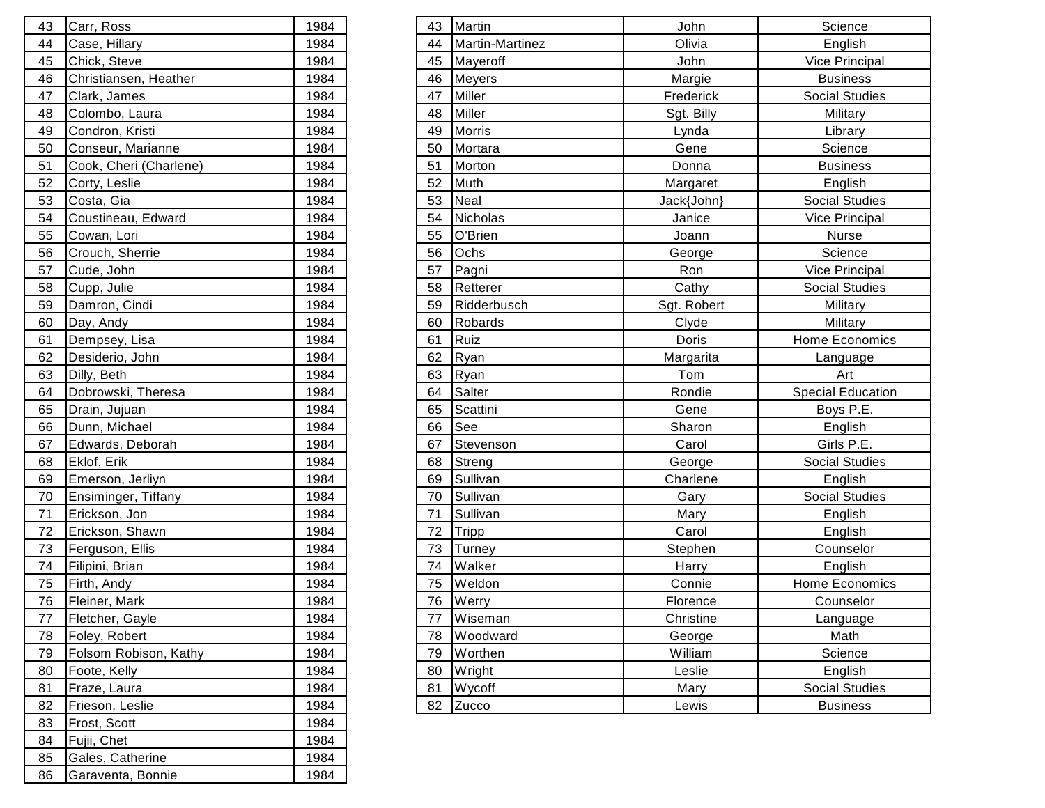| | | |
|---|---|---|
| 43 | Carr, Ross | 1984 |
| 44 | Case, Hillary | 1984 |
| 45 | Chick, Steve | 1984 |
| 46 | Christiansen, Heather | 1984 |
| 47 | Clark, James | 1984 |
| 48 | Colombo, Laura | 1984 |
| 49 | Condron, Kristi | 1984 |
| 50 | Conseur, Marianne | 1984 |
| 51 | Cook, Cheri (Charlene) | 1984 |
| 52 | Corty, Leslie | 1984 |
| 53 | Costa, Gia | 1984 |
| 54 | Coustineau, Edward | 1984 |
| 55 | Cowan, Lori | 1984 |
| 56 | Crouch, Sherrie | 1984 |
| 57 | Cude, John | 1984 |
| 58 | Cupp, Julie | 1984 |
| 59 | Damron, Cindi | 1984 |
| 60 | Day, Andy | 1984 |
| 61 | Dempsey, Lisa | 1984 |
| 62 | Desiderio, John | 1984 |
| 63 | Dilly, Beth | 1984 |
| 64 | Dobrowski, Theresa | 1984 |
| 65 | Drain, Jujuan | 1984 |
| 66 | Dunn, Michael | 1984 |
| 67 | Edwards, Deborah | 1984 |
| 68 | Eklof, Erik | 1984 |
| 69 | Emerson, Jerliyn | 1984 |
| 70 | Ensiminger, Tiffany | 1984 |
| 71 | Erickson, Jon | 1984 |
| 72 | Erickson, Shawn | 1984 |
| 73 | Ferguson, Ellis | 1984 |
| 74 | Filipini, Brian | 1984 |
| 75 | Firth, Andy | 1984 |
| 76 | Fleiner, Mark | 1984 |
| 77 | Fletcher, Gayle | 1984 |
| 78 | Foley, Robert | 1984 |
| 79 | Folsom Robison, Kathy | 1984 |
| 80 | Foote, Kelly | 1984 |
| 81 | Fraze, Laura | 1984 |
| 82 | Frieson, Leslie | 1984 |
| 83 | Frost, Scott | 1984 |
| 84 | Fujii, Chet | 1984 |
| 85 | Gales, Catherine | 1984 |
| 86 | Garaventa, Bonnie | 1984 |

| | | | |
|---|---|---|---|
| 43 | Martin | John | Science |
| 44 | Martin-Martinez | Olivia | English |
| 45 | Mayeroff | John | Vice Principal |
| 46 | Meyers | Margie | Business |
| 47 | Miller | Frederick | Social Studies |
| 48 | Miller | Sgt. Billy | Military |
| 49 | Morris | Lynda | Library |
| 50 | Mortara | Gene | Science |
| 51 | Morton | Donna | Business |
| 52 | Muth | Margaret | English |
| 53 | Neal | Jack{John} | Social Studies |
| 54 | Nicholas | Janice | Vice Principal |
| 55 | O'Brien | Joann | Nurse |
| 56 | Ochs | George | Science |
| 57 | Pagni | Ron | Vice Principal |
| 58 | Retterer | Cathy | Social Studies |
| 59 | Ridderbusch | Sgt. Robert | Military |
| 60 | Robards | Clyde | Military |
| 61 | Ruiz | Doris | Home Economics |
| 62 | Ryan | Margarita | Language |
| 63 | Ryan | Tom | Art |
| 64 | Salter | Rondie | Special Education |
| 65 | Scattini | Gene | Boys P.E. |
| 66 | See | Sharon | English |
| 67 | Stevenson | Carol | Girls P.E. |
| 68 | Streng | George | Social Studies |
| 69 | Sullivan | Charlene | English |
| 70 | Sullivan | Gary | Social Studies |
| 71 | Sullivan | Mary | English |
| 72 | Tripp | Carol | English |
| 73 | Turney | Stephen | Counselor |
| 74 | Walker | Harry | English |
| 75 | Weldon | Connie | Home Economics |
| 76 | Werry | Florence | Counselor |
| 77 | Wiseman | Christine | Language |
| 78 | Woodward | George | Math |
| 79 | Worthen | William | Science |
| 80 | Wright | Leslie | English |
| 81 | Wycoff | Mary | Social Studies |
| 82 | Zucco | Lewis | Business |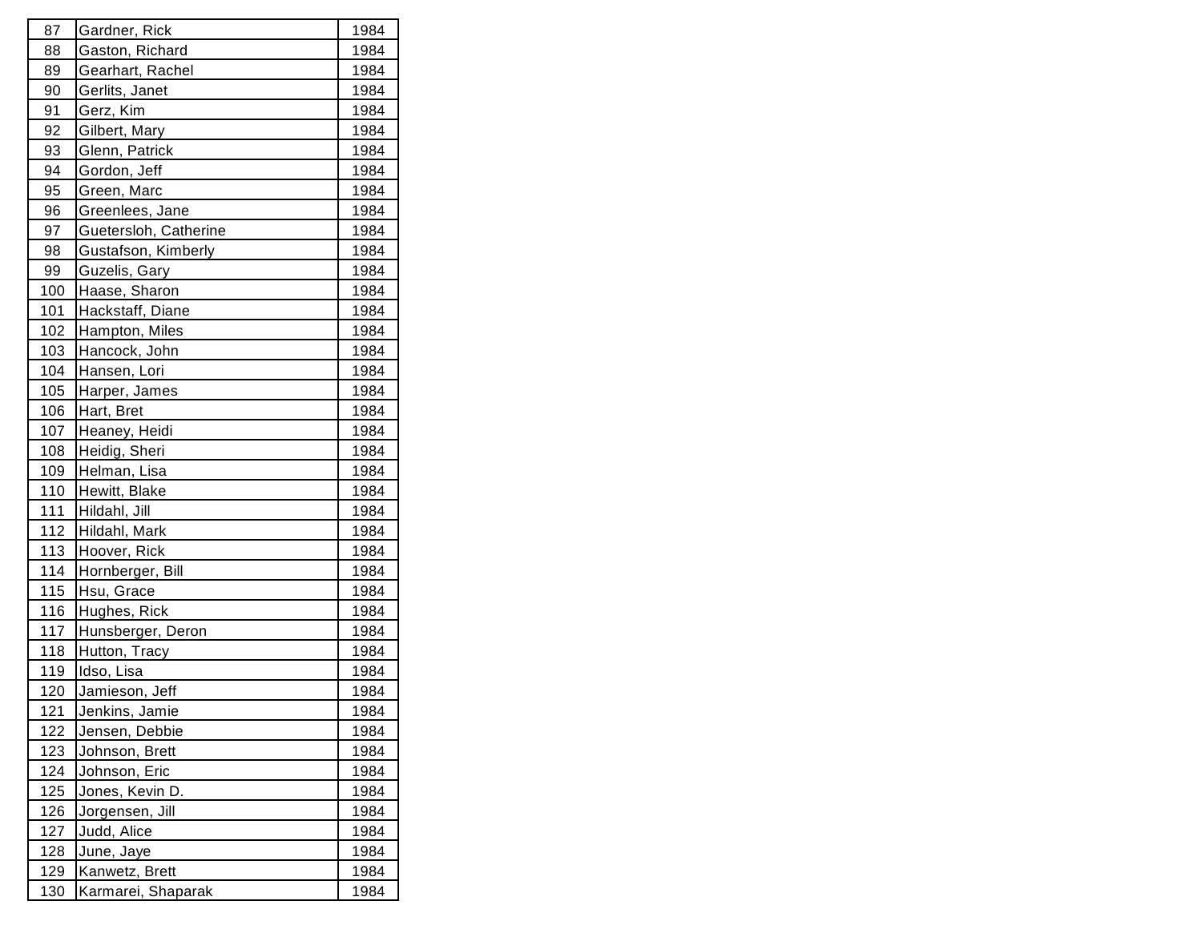| | | |
|---|---|---|
| 87 | Gardner, Rick | 1984 |
| 88 | Gaston, Richard | 1984 |
| 89 | Gearhart, Rachel | 1984 |
| 90 | Gerlits, Janet | 1984 |
| 91 | Gerz, Kim | 1984 |
| 92 | Gilbert, Mary | 1984 |
| 93 | Glenn, Patrick | 1984 |
| 94 | Gordon, Jeff | 1984 |
| 95 | Green, Marc | 1984 |
| 96 | Greenlees, Jane | 1984 |
| 97 | Guetersloh, Catherine | 1984 |
| 98 | Gustafson, Kimberly | 1984 |
| 99 | Guzelis, Gary | 1984 |
| 100 | Haase, Sharon | 1984 |
| 101 | Hackstaff, Diane | 1984 |
| 102 | Hampton, Miles | 1984 |
| 103 | Hancock, John | 1984 |
| 104 | Hansen, Lori | 1984 |
| 105 | Harper, James | 1984 |
| 106 | Hart, Bret | 1984 |
| 107 | Heaney, Heidi | 1984 |
| 108 | Heidig, Sheri | 1984 |
| 109 | Helman, Lisa | 1984 |
| 110 | Hewitt, Blake | 1984 |
| 111 | Hildahl, Jill | 1984 |
| 112 | Hildahl, Mark | 1984 |
| 113 | Hoover, Rick | 1984 |
| 114 | Hornberger, Bill | 1984 |
| 115 | Hsu, Grace | 1984 |
| 116 | Hughes, Rick | 1984 |
| 117 | Hunsberger, Deron | 1984 |
| 118 | Hutton, Tracy | 1984 |
| 119 | Idso, Lisa | 1984 |
| 120 | Jamieson, Jeff | 1984 |
| 121 | Jenkins, Jamie | 1984 |
| 122 | Jensen, Debbie | 1984 |
| 123 | Johnson, Brett | 1984 |
| 124 | Johnson, Eric | 1984 |
| 125 | Jones, Kevin D. | 1984 |
| 126 | Jorgensen, Jill | 1984 |
| 127 | Judd, Alice | 1984 |
| 128 | June, Jaye | 1984 |
| 129 | Kanwetz, Brett | 1984 |
| 130 | Karmarei, Shaparak | 1984 |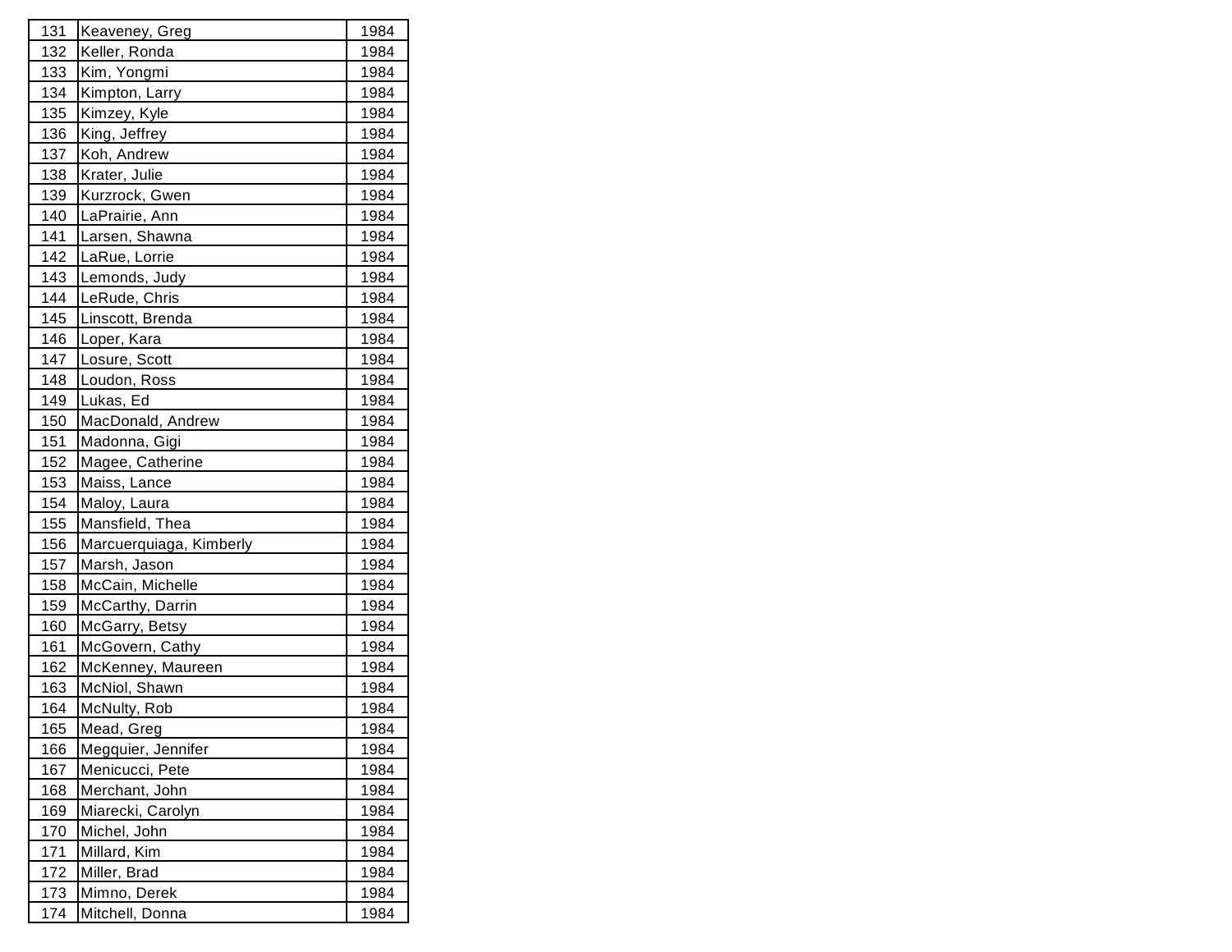| | | |
|---|---|---|
| 131 | Keaveney, Greg | 1984 |
| 132 | Keller, Ronda | 1984 |
| 133 | Kim, Yongmi | 1984 |
| 134 | Kimpton, Larry | 1984 |
| 135 | Kimzey, Kyle | 1984 |
| 136 | King, Jeffrey | 1984 |
| 137 | Koh, Andrew | 1984 |
| 138 | Krater, Julie | 1984 |
| 139 | Kurzrock, Gwen | 1984 |
| 140 | LaPrairie, Ann | 1984 |
| 141 | Larsen, Shawna | 1984 |
| 142 | LaRue, Lorrie | 1984 |
| 143 | Lemonds, Judy | 1984 |
| 144 | LeRude, Chris | 1984 |
| 145 | Linscott, Brenda | 1984 |
| 146 | Loper, Kara | 1984 |
| 147 | Losure, Scott | 1984 |
| 148 | Loudon, Ross | 1984 |
| 149 | Lukas, Ed | 1984 |
| 150 | MacDonald, Andrew | 1984 |
| 151 | Madonna, Gigi | 1984 |
| 152 | Magee, Catherine | 1984 |
| 153 | Maiss, Lance | 1984 |
| 154 | Maloy, Laura | 1984 |
| 155 | Mansfield, Thea | 1984 |
| 156 | Marcuerquiaga, Kimberly | 1984 |
| 157 | Marsh, Jason | 1984 |
| 158 | McCain, Michelle | 1984 |
| 159 | McCarthy, Darrin | 1984 |
| 160 | McGarry, Betsy | 1984 |
| 161 | McGovern, Cathy | 1984 |
| 162 | McKenney, Maureen | 1984 |
| 163 | McNiol, Shawn | 1984 |
| 164 | McNulty, Rob | 1984 |
| 165 | Mead, Greg | 1984 |
| 166 | Megquier, Jennifer | 1984 |
| 167 | Menicucci, Pete | 1984 |
| 168 | Merchant, John | 1984 |
| 169 | Miarecki, Carolyn | 1984 |
| 170 | Michel, John | 1984 |
| 171 | Millard, Kim | 1984 |
| 172 | Miller, Brad | 1984 |
| 173 | Mimno, Derek | 1984 |
| 174 | Mitchell, Donna | 1984 |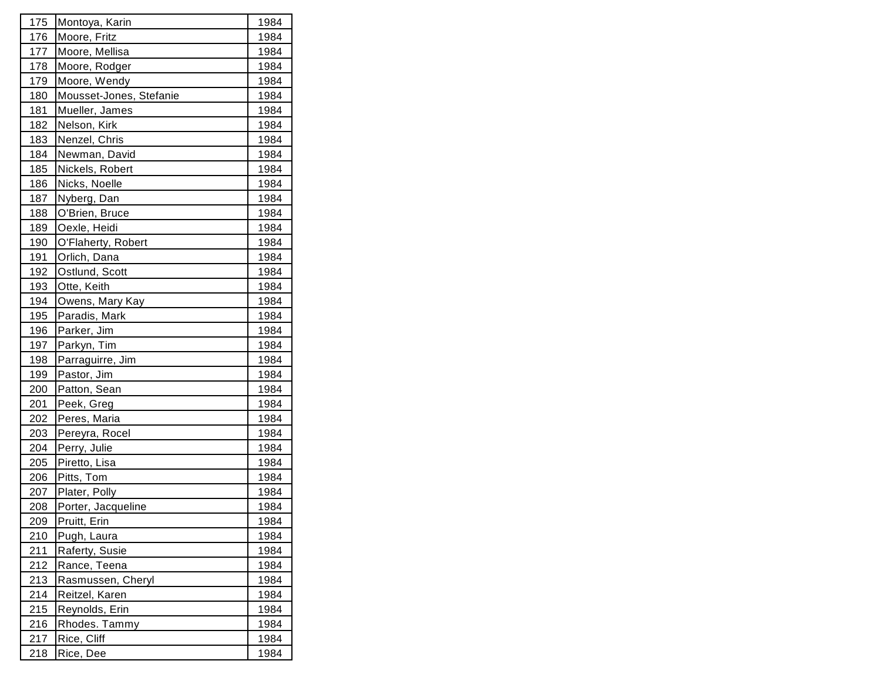| 175 | Montoya, Karin | 1984 |
|---|---|---|
| 176 | Moore, Fritz | 1984 |
| 177 | Moore, Mellisa | 1984 |
| 178 | Moore, Rodger | 1984 |
| 179 | Moore, Wendy | 1984 |
| 180 | Mousset-Jones, Stefanie | 1984 |
| 181 | Mueller, James | 1984 |
| 182 | Nelson, Kirk | 1984 |
| 183 | Nenzel, Chris | 1984 |
| 184 | Newman, David | 1984 |
| 185 | Nickels, Robert | 1984 |
| 186 | Nicks, Noelle | 1984 |
| 187 | Nyberg, Dan | 1984 |
| 188 | O'Brien, Bruce | 1984 |
| 189 | Oexle, Heidi | 1984 |
| 190 | O'Flaherty, Robert | 1984 |
| 191 | Orlich, Dana | 1984 |
| 192 | Ostlund, Scott | 1984 |
| 193 | Otte, Keith | 1984 |
| 194 | Owens, Mary Kay | 1984 |
| 195 | Paradis, Mark | 1984 |
| 196 | Parker, Jim | 1984 |
| 197 | Parkyn, Tim | 1984 |
| 198 | Parraguirre, Jim | 1984 |
| 199 | Pastor, Jim | 1984 |
| 200 | Patton, Sean | 1984 |
| 201 | Peek, Greg | 1984 |
| 202 | Peres, Maria | 1984 |
| 203 | Pereyra, Rocel | 1984 |
| 204 | Perry, Julie | 1984 |
| 205 | Piretto, Lisa | 1984 |
| 206 | Pitts, Tom | 1984 |
| 207 | Plater, Polly | 1984 |
| 208 | Porter, Jacqueline | 1984 |
| 209 | Pruitt, Erin | 1984 |
| 210 | Pugh, Laura | 1984 |
| 211 | Raferty, Susie | 1984 |
| 212 | Rance, Teena | 1984 |
| 213 | Rasmussen, Cheryl | 1984 |
| 214 | Reitzel, Karen | 1984 |
| 215 | Reynolds, Erin | 1984 |
| 216 | Rhodes. Tammy | 1984 |
| 217 | Rice, Cliff | 1984 |
| 218 | Rice, Dee | 1984 |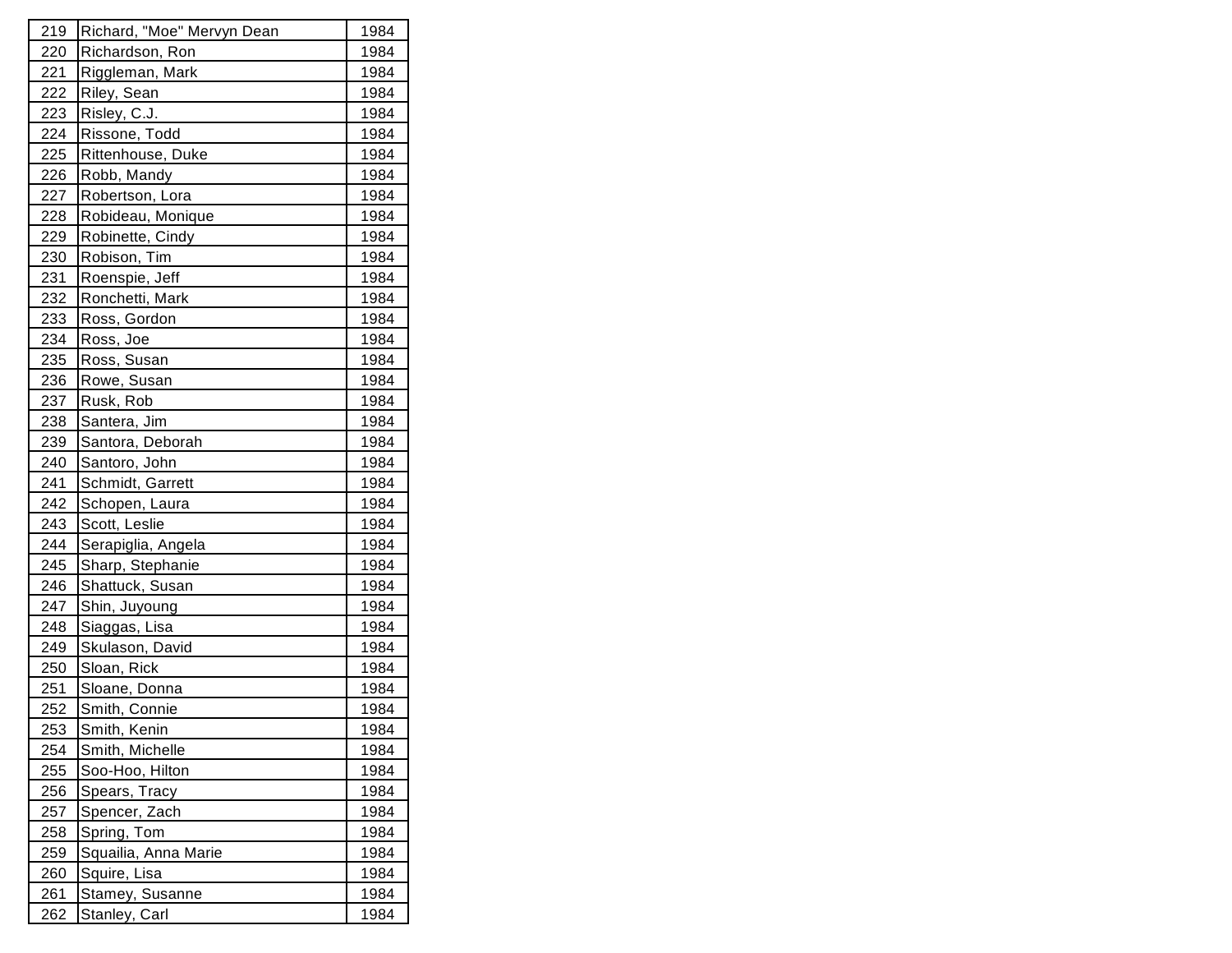| 219 | Richard, "Moe" Mervyn Dean | 1984 |
|---|---|---|
| 220 | Richardson, Ron | 1984 |
| 221 | Riggleman, Mark | 1984 |
| 222 | Riley, Sean | 1984 |
| 223 | Risley, C.J. | 1984 |
| 224 | Rissone, Todd | 1984 |
| 225 | Rittenhouse, Duke | 1984 |
| 226 | Robb, Mandy | 1984 |
| 227 | Robertson, Lora | 1984 |
| 228 | Robideau, Monique | 1984 |
| 229 | Robinette, Cindy | 1984 |
| 230 | Robison, Tim | 1984 |
| 231 | Roenspie, Jeff | 1984 |
| 232 | Ronchetti, Mark | 1984 |
| 233 | Ross, Gordon | 1984 |
| 234 | Ross, Joe | 1984 |
| 235 | Ross, Susan | 1984 |
| 236 | Rowe, Susan | 1984 |
| 237 | Rusk, Rob | 1984 |
| 238 | Santera, Jim | 1984 |
| 239 | Santora, Deborah | 1984 |
| 240 | Santoro, John | 1984 |
| 241 | Schmidt, Garrett | 1984 |
| 242 | Schopen, Laura | 1984 |
| 243 | Scott, Leslie | 1984 |
| 244 | Serapiglia, Angela | 1984 |
| 245 | Sharp, Stephanie | 1984 |
| 246 | Shattuck, Susan | 1984 |
| 247 | Shin, Juyoung | 1984 |
| 248 | Siaggas, Lisa | 1984 |
| 249 | Skulason, David | 1984 |
| 250 | Sloan, Rick | 1984 |
| 251 | Sloane, Donna | 1984 |
| 252 | Smith, Connie | 1984 |
| 253 | Smith, Kenin | 1984 |
| 254 | Smith, Michelle | 1984 |
| 255 | Soo-Hoo, Hilton | 1984 |
| 256 | Spears, Tracy | 1984 |
| 257 | Spencer, Zach | 1984 |
| 258 | Spring, Tom | 1984 |
| 259 | Squailia, Anna Marie | 1984 |
| 260 | Squire, Lisa | 1984 |
| 261 | Stamey, Susanne | 1984 |
| 262 | Stanley, Carl | 1984 |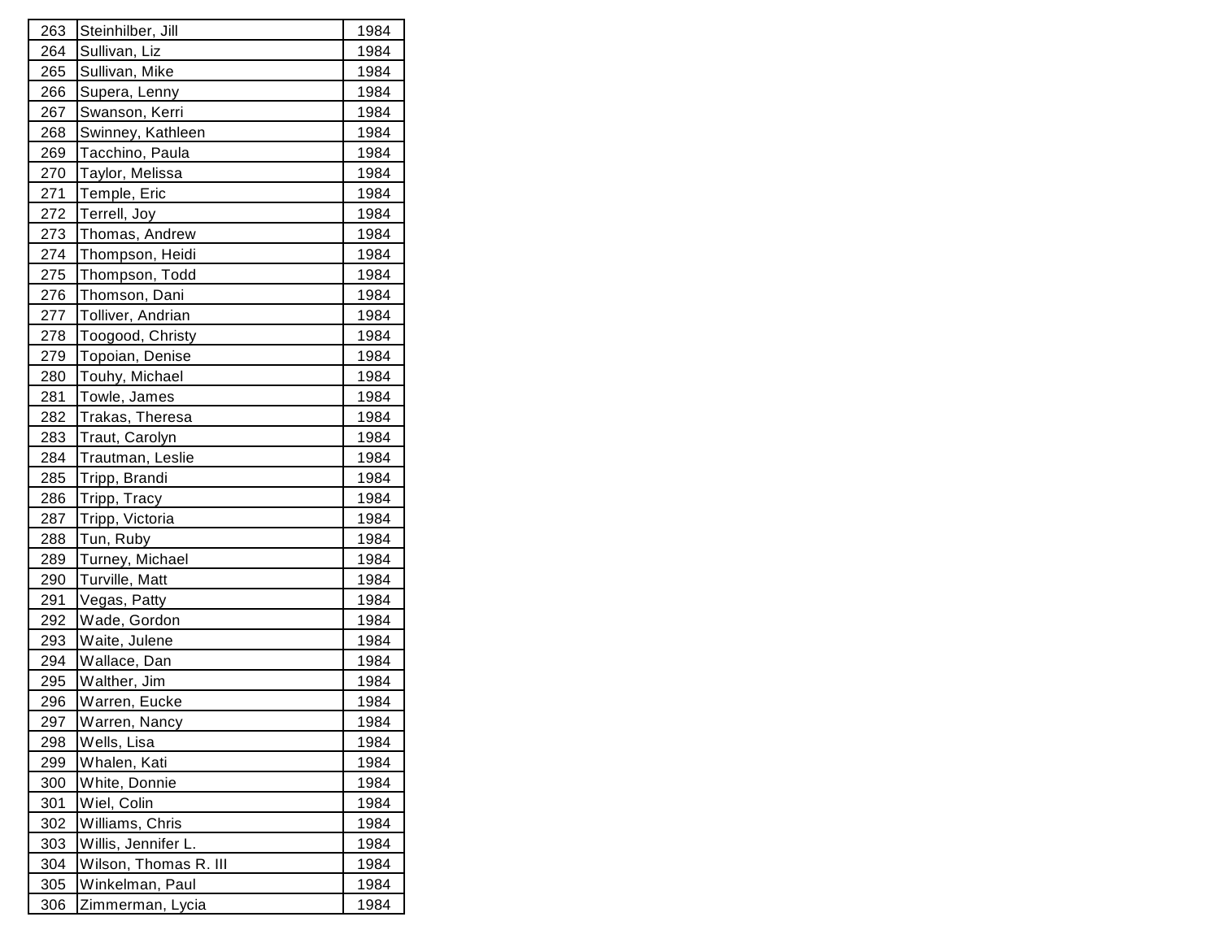| 263 | Steinhilber, Jill | 1984 |
|---|---|---|
| 264 | Sullivan, Liz | 1984 |
| 265 | Sullivan, Mike | 1984 |
| 266 | Supera, Lenny | 1984 |
| 267 | Swanson, Kerri | 1984 |
| 268 | Swinney, Kathleen | 1984 |
| 269 | Tacchino, Paula | 1984 |
| 270 | Taylor, Melissa | 1984 |
| 271 | Temple, Eric | 1984 |
| 272 | Terrell, Joy | 1984 |
| 273 | Thomas, Andrew | 1984 |
| 274 | Thompson, Heidi | 1984 |
| 275 | Thompson, Todd | 1984 |
| 276 | Thomson, Dani | 1984 |
| 277 | Tolliver, Andrian | 1984 |
| 278 | Toogood, Christy | 1984 |
| 279 | Topoian, Denise | 1984 |
| 280 | Touhy, Michael | 1984 |
| 281 | Towle, James | 1984 |
| 282 | Trakas, Theresa | 1984 |
| 283 | Traut, Carolyn | 1984 |
| 284 | Trautman, Leslie | 1984 |
| 285 | Tripp, Brandi | 1984 |
| 286 | Tripp, Tracy | 1984 |
| 287 | Tripp, Victoria | 1984 |
| 288 | Tun, Ruby | 1984 |
| 289 | Turney, Michael | 1984 |
| 290 | Turville, Matt | 1984 |
| 291 | Vegas, Patty | 1984 |
| 292 | Wade, Gordon | 1984 |
| 293 | Waite, Julene | 1984 |
| 294 | Wallace, Dan | 1984 |
| 295 | Walther, Jim | 1984 |
| 296 | Warren, Eucke | 1984 |
| 297 | Warren, Nancy | 1984 |
| 298 | Wells, Lisa | 1984 |
| 299 | Whalen, Kati | 1984 |
| 300 | White, Donnie | 1984 |
| 301 | Wiel, Colin | 1984 |
| 302 | Williams, Chris | 1984 |
| 303 | Willis, Jennifer L. | 1984 |
| 304 | Wilson, Thomas R. III | 1984 |
| 305 | Winkelman, Paul | 1984 |
| 306 | Zimmerman, Lycia | 1984 |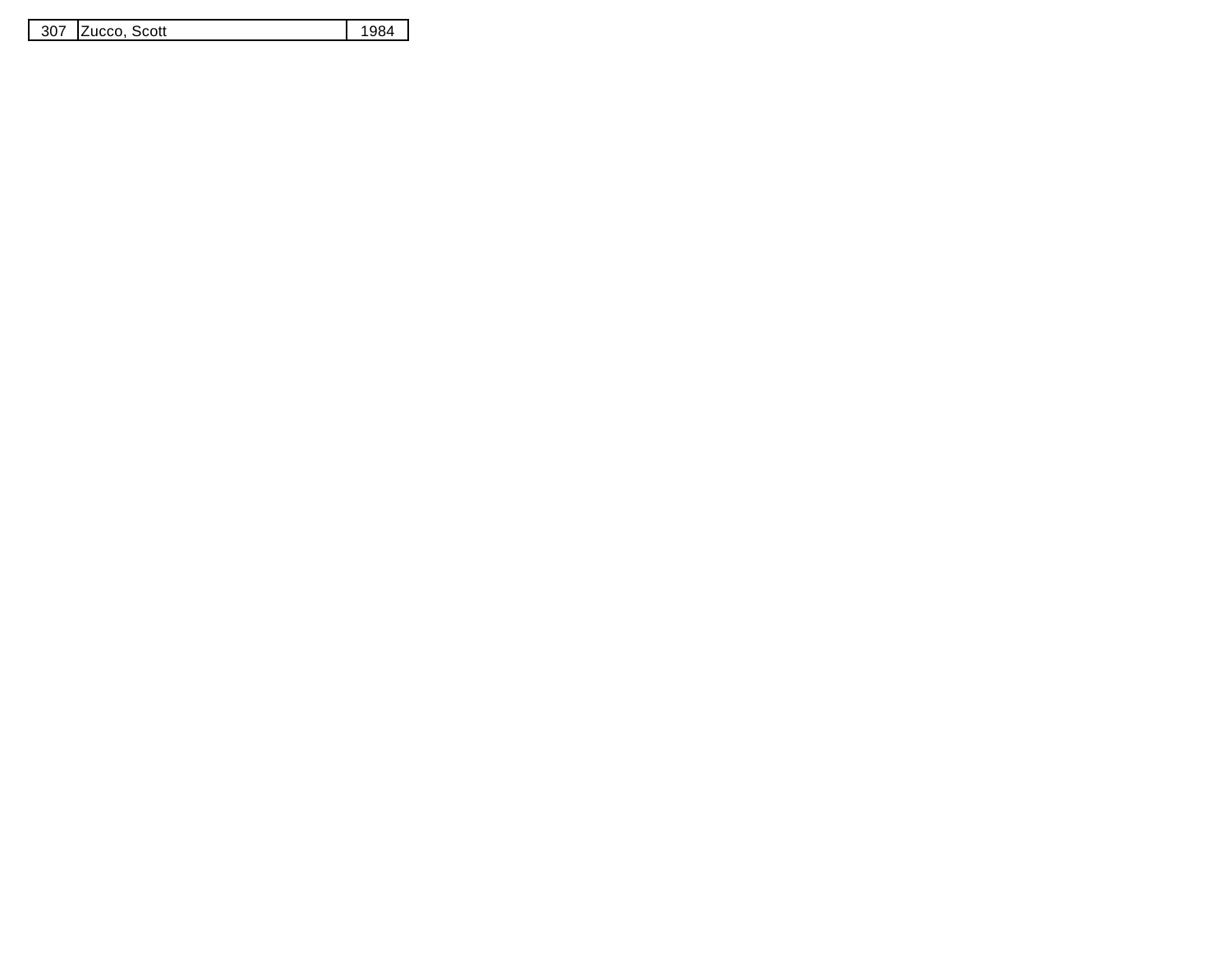| | | |
|---|---|---|
| 307 | Zucco, Scott | 1984 |